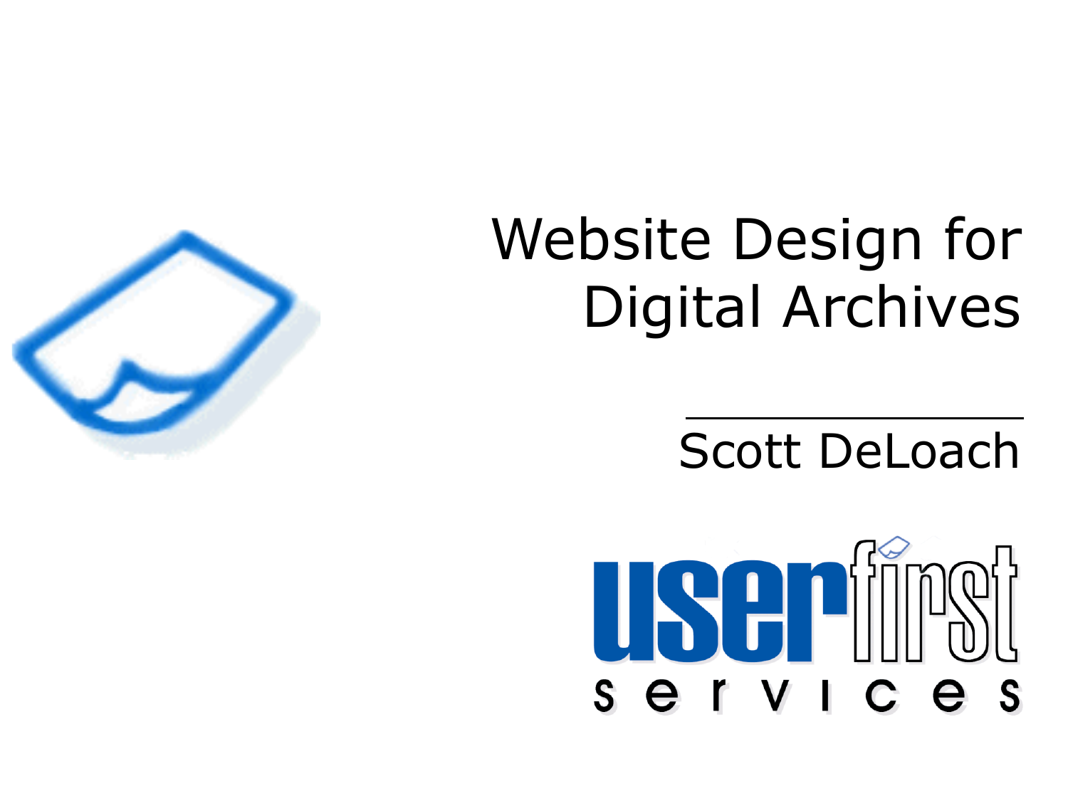# Website Design for Digital Archives

Scott DeLoach

userfirst services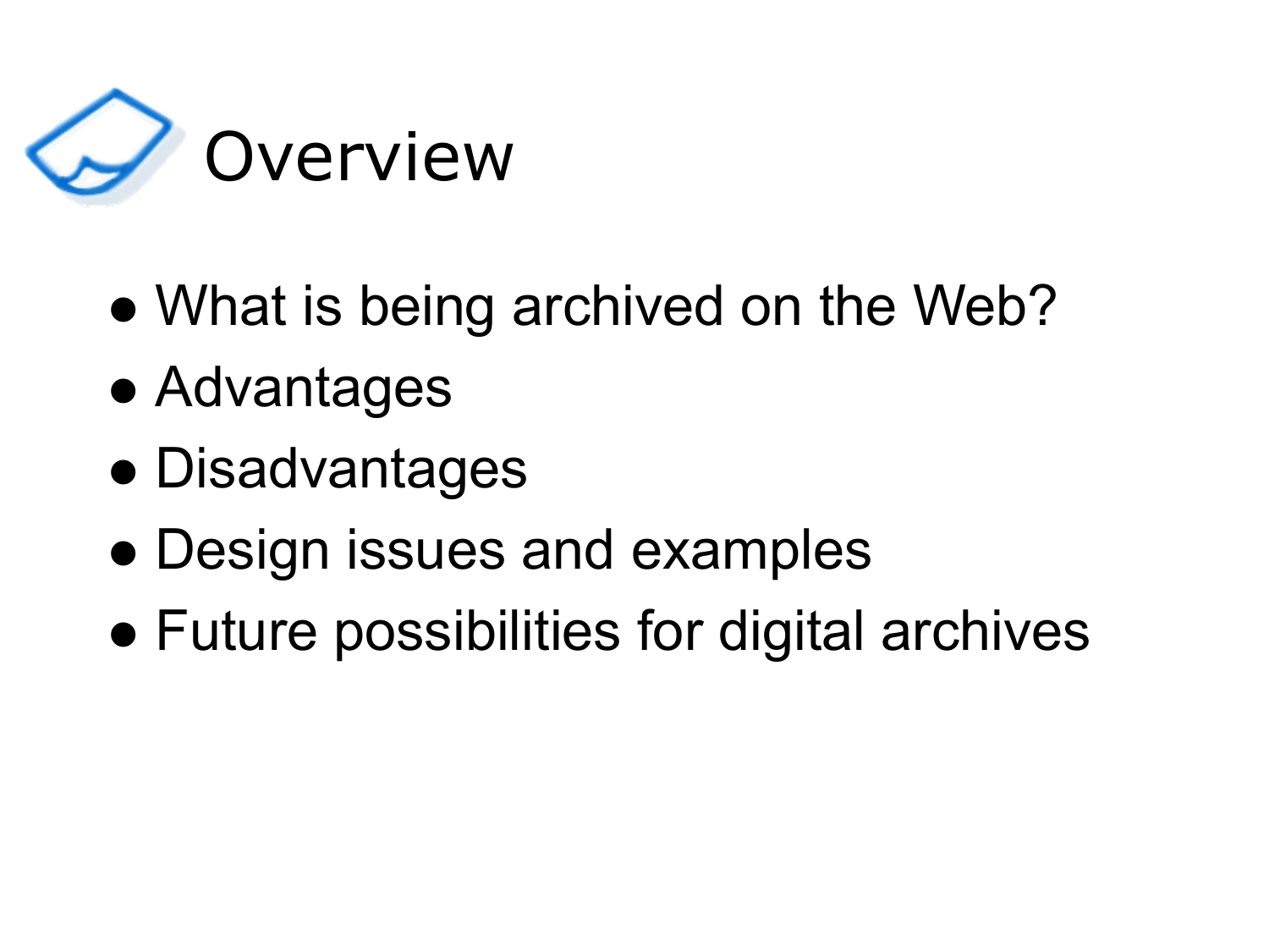# Overview

- What is being archived on the Web?
- Advantages
- Disadvantages
- Design issues and examples
- Future possibilities for digital archives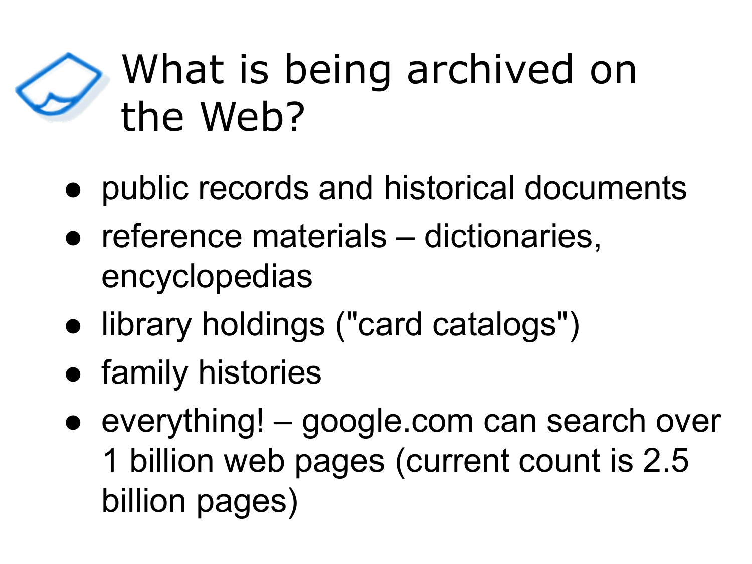# What is being archived on the Web?

- public records and historical documents
- reference materials – dictionaries, encyclopedias
- library holdings ("card catalogs")
- family histories
- everything! – google.com can search over 1 billion web pages (current count is 2.5 billion pages)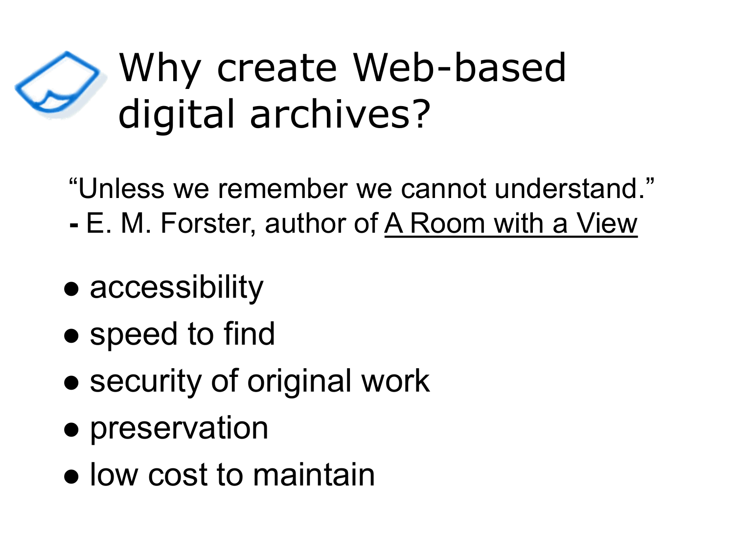# Why create Web-based digital archives?

"Unless we remember we cannot understand."
**-** E. M. Forster, author of A Room with a View

- accessibility
- speed to find
- security of original work
- preservation
- low cost to maintain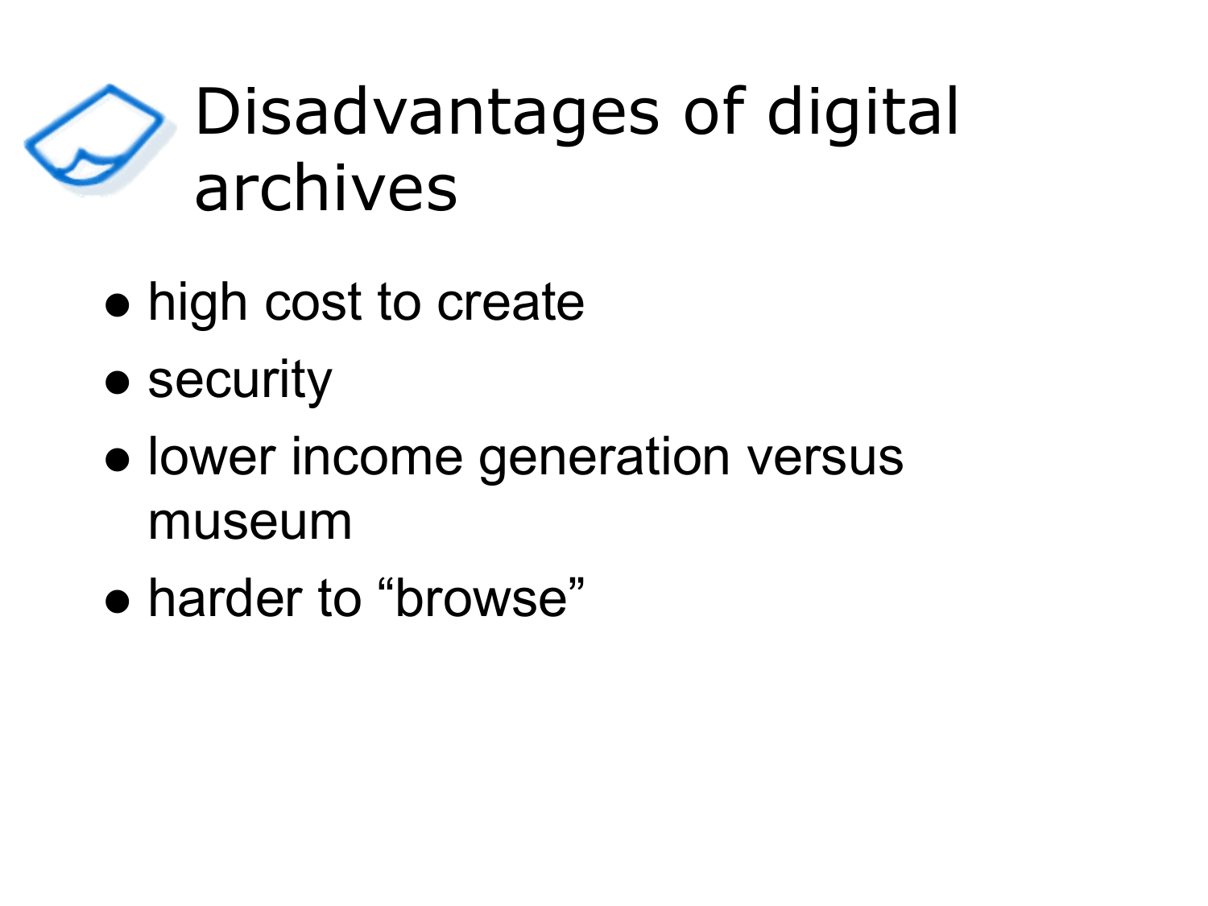# Disadvantages of digital archives

- high cost to create
- security
- lower income generation versus museum
- harder to “browse”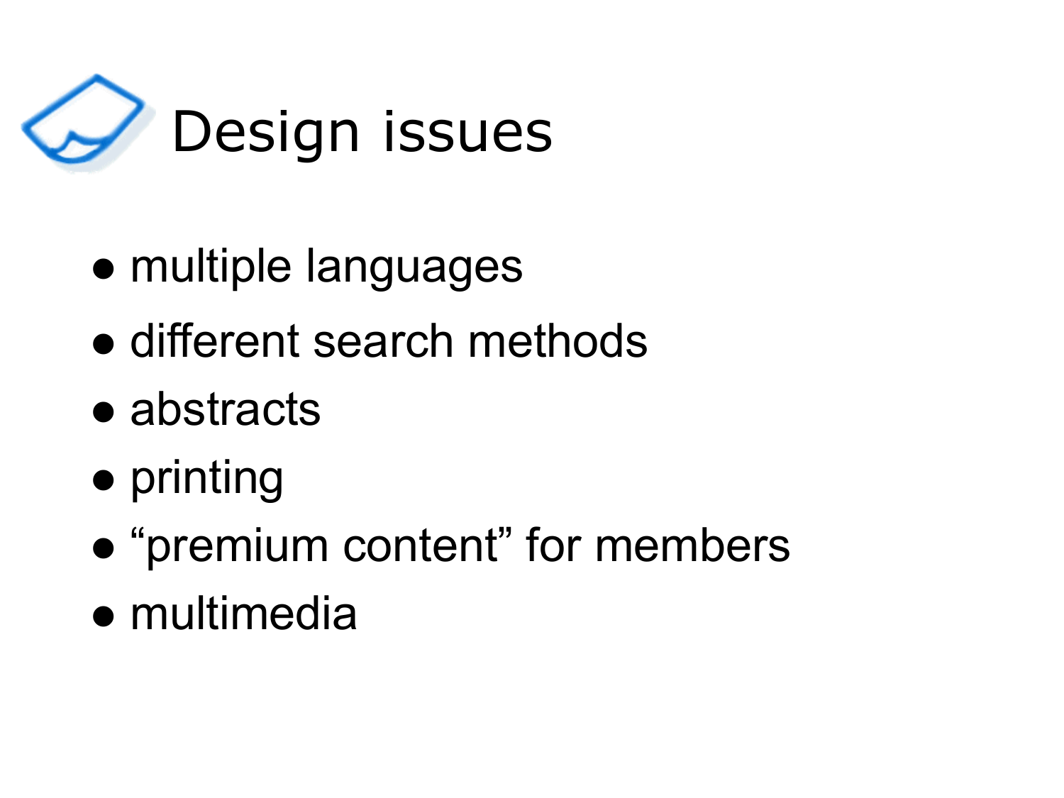# Design issues

- multiple languages
- different search methods
- abstracts
- printing
- “premium content” for members
- multimedia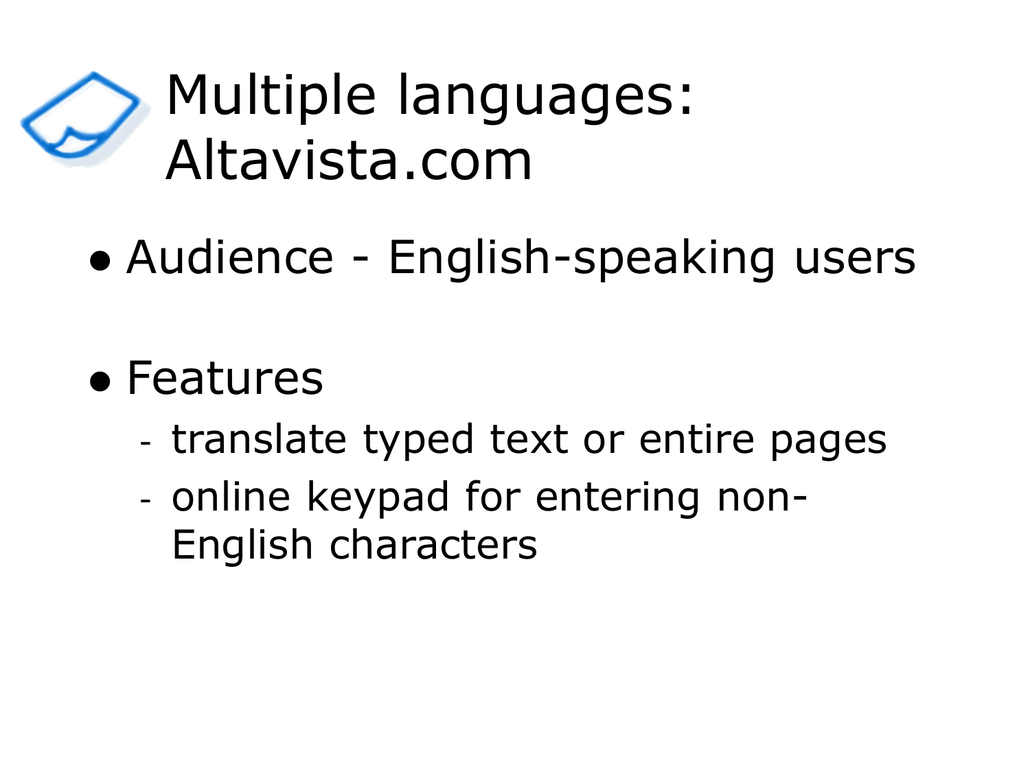# Multiple languages: Altavista.com

- Audience - English-speaking users
- Features
  - translate typed text or entire pages
  - online keypad for entering non-English characters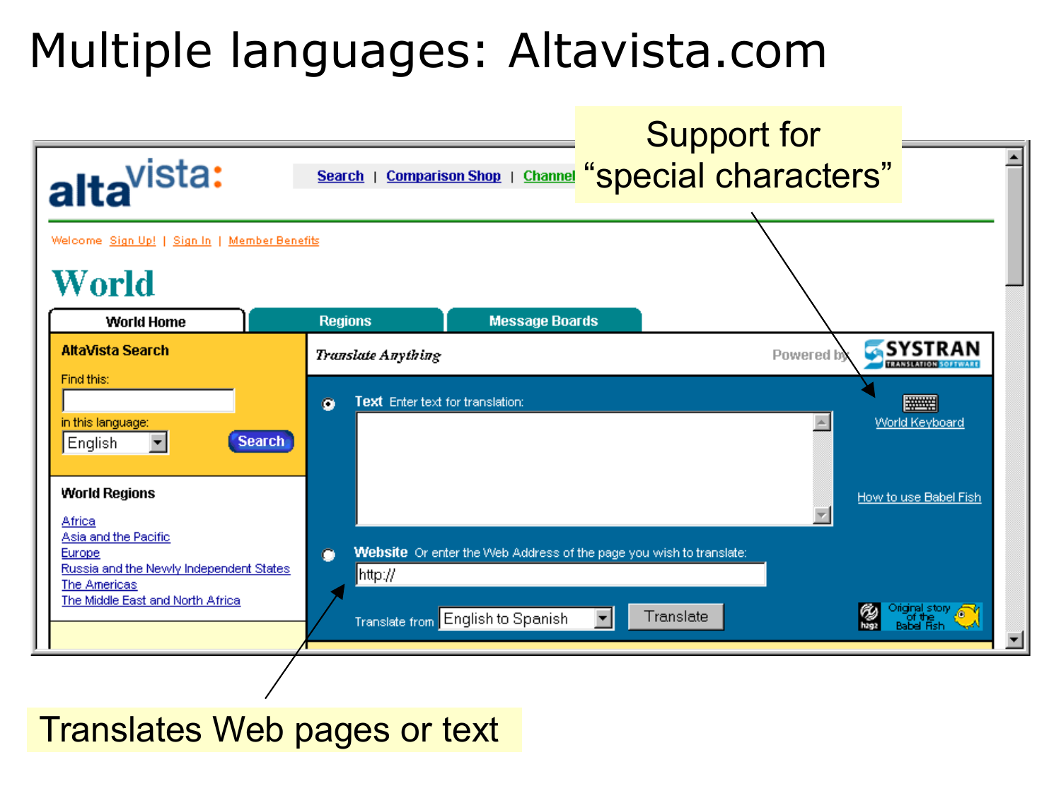# Multiple languages: Altavista.com

Support for "special characters"

altavista:

Search | Comparison Shop | Channel

Welcome Sign Up! | Sign In | Member Benefits

World

World Home | Regions | Message Boards

AltaVista Search

Find this:

in this language: English

Search

World Regions

Africa
Asia and the Pacific
Europe
Russia and the Newly Independent States
The Americas
The Middle East and North Africa

*Translate Anything*

Powered by SYSTRAN TRANSLATION SOFTWARE

Text Enter text for translation:

World Keyboard

How to use Babel Fish

Website Or enter the Web Address of the page you wish to translate:

http://

Translate from English to Spanish

Translate

Original story of the Babel Fish

Translates Web pages or text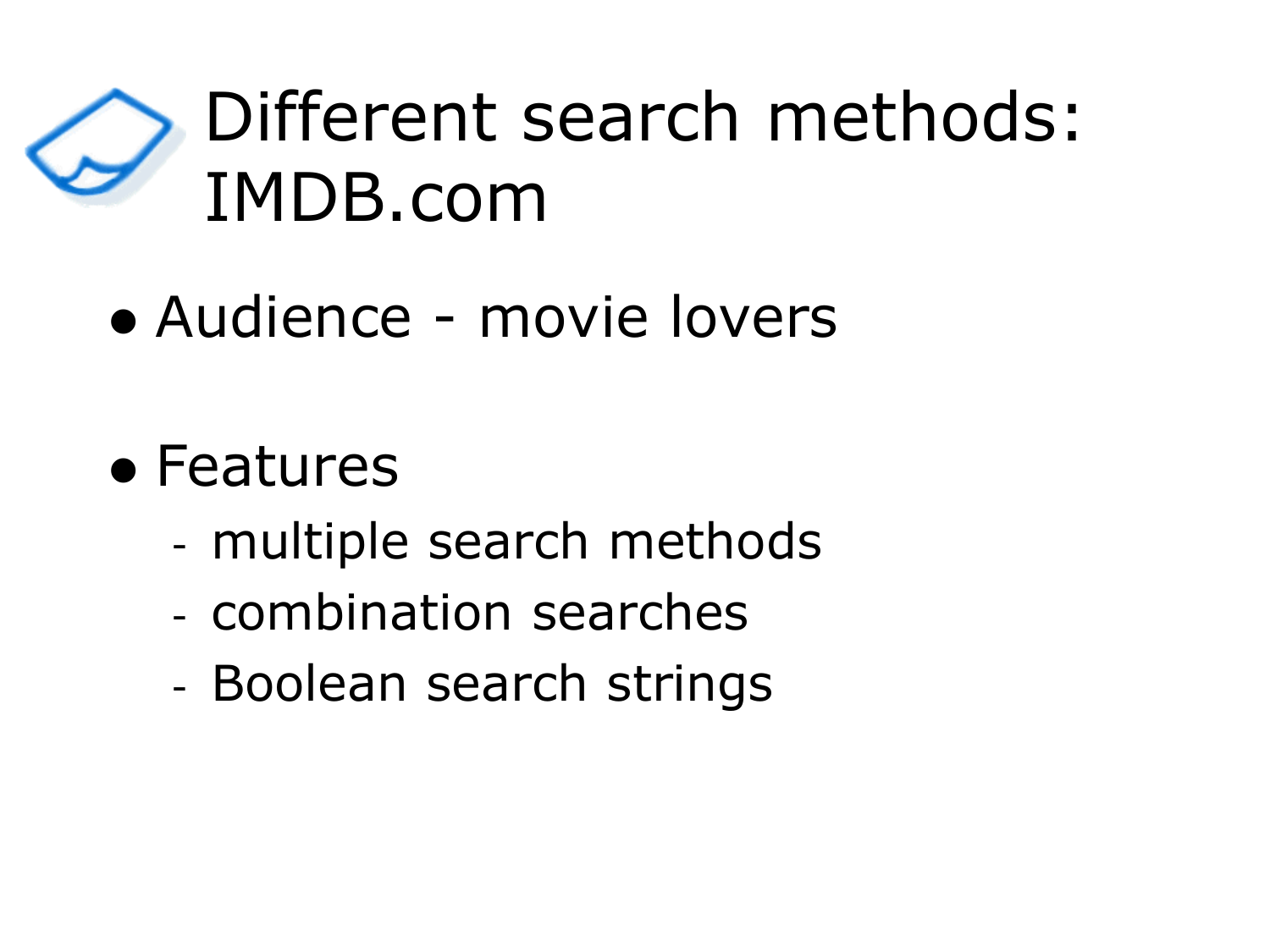# Different search methods: IMDB.com

- Audience - movie lovers

- Features
  - multiple search methods
  - combination searches
  - Boolean search strings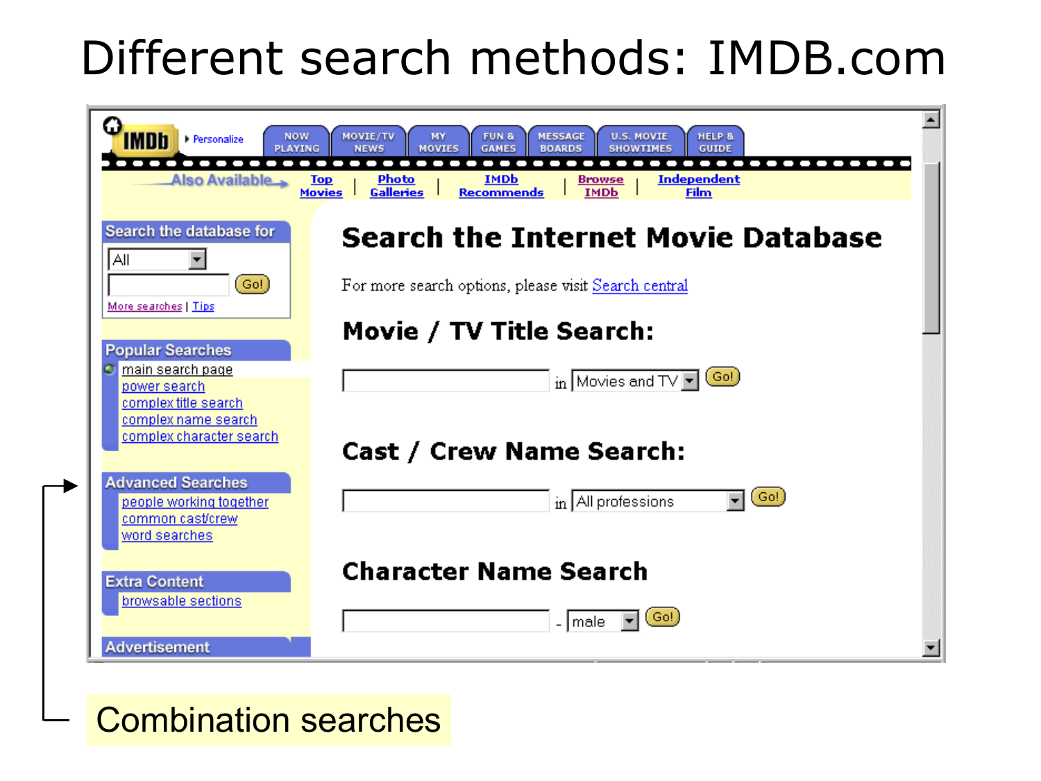# Different search methods: IMDB.com

IMDb | Personalize | NOW PLAYING | MOVIE/TV NEWS | MY MOVIES | FUN & GAMES | MESSAGE BOARDS | U.S. MOVIE SHOWTIMES | HELP & GUIDE

Also Available: Top Movies | Photo Galleries | IMDb Recommends | Browse IMDb | Independent Film

**Search the database for**

All

Go!

More searches | Tips

**Popular Searches**

- main search page
- power search
- complex title search
- complex name search
- complex character search

**Advanced Searches**

- people working together
- common cast/crew
- word searches

**Extra Content**

- browsable sections

**Advertisement**

## Search the Internet Movie Database

For more search options, please visit Search central

### Movie / TV Title Search:

in Movies and TV Go!

### Cast / Crew Name Search:

in All professions Go!

### Character Name Search

\- male Go!

Combination searches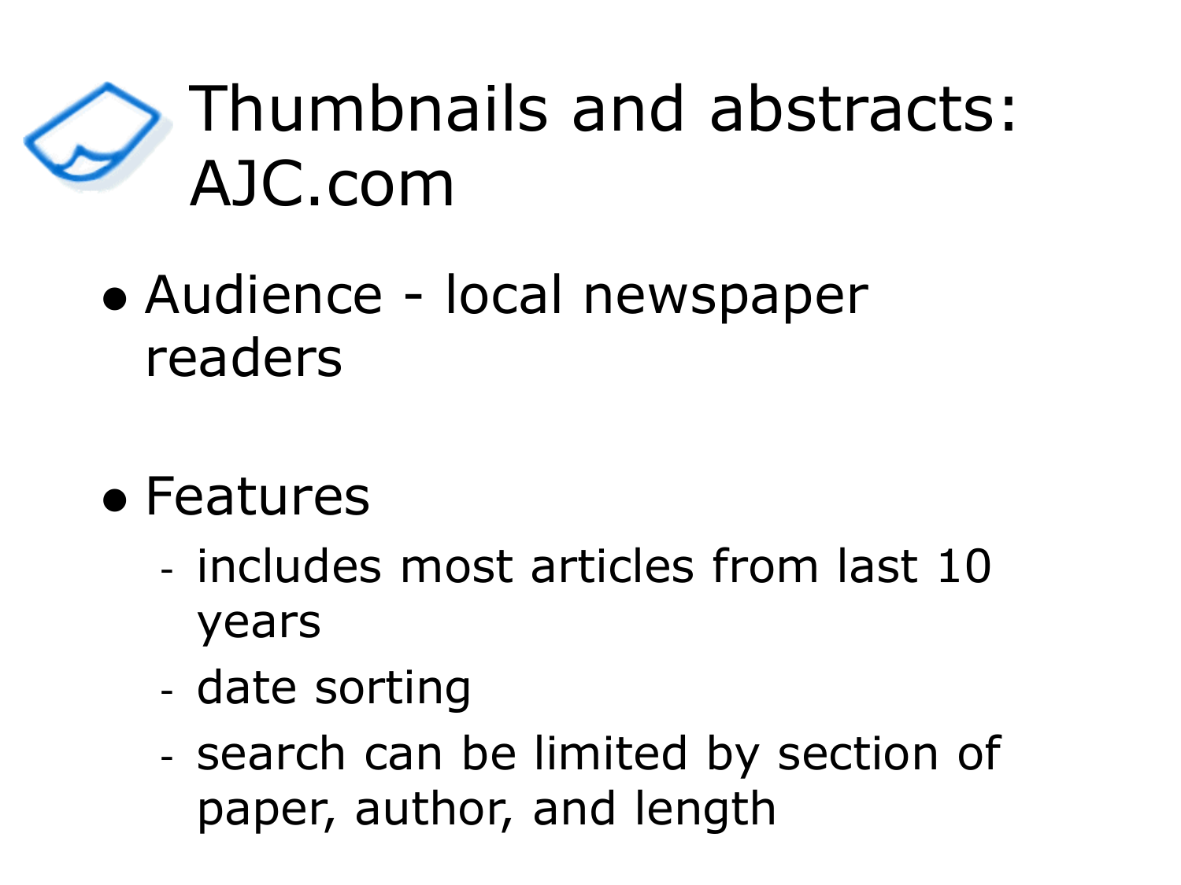# Thumbnails and abstracts: AJC.com

- Audience - local newspaper readers
- Features
  - includes most articles from last 10 years
  - date sorting
  - search can be limited by section of paper, author, and length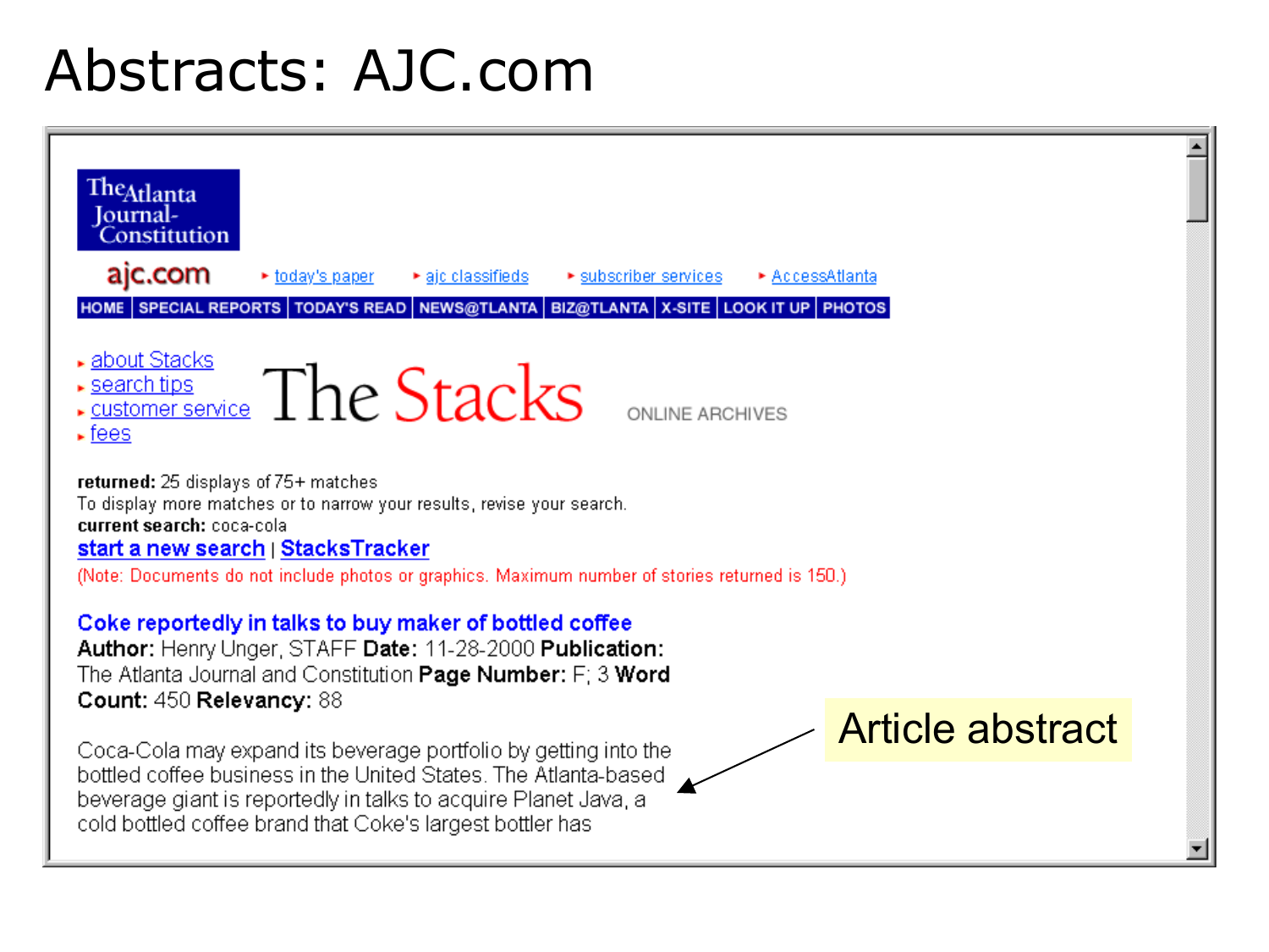# Abstracts: AJC.com

The Atlanta Journal-Constitution

ajc.com ▸ today's paper ▸ ajc classifieds ▸ subscriber services ▸ AccessAtlanta

HOME | SPECIAL REPORTS | TODAY'S READ | NEWS@TLANTA | BIZ@TLANTA | X-SITE | LOOK IT UP | PHOTOS

- about Stacks
- search tips
- customer service
- fees

The Stacks ONLINE ARCHIVES

**returned:** 25 displays of 75+ matches
To display more matches or to narrow your results, revise your search.
**current search:** coca-cola
start a new search | StacksTracker
(Note: Documents do not include photos or graphics. Maximum number of stories returned is 150.)

**Coke reportedly in talks to buy maker of bottled coffee**
**Author:** Henry Unger, STAFF **Date:** 11-28-2000 **Publication:** The Atlanta Journal and Constitution **Page Number:** F; 3 **Word Count:** 450 **Relevancy:** 88

Coca-Cola may expand its beverage portfolio by getting into the bottled coffee business in the United States. The Atlanta-based beverage giant is reportedly in talks to acquire Planet Java, a cold bottled coffee brand that Coke's largest bottler has

Article abstract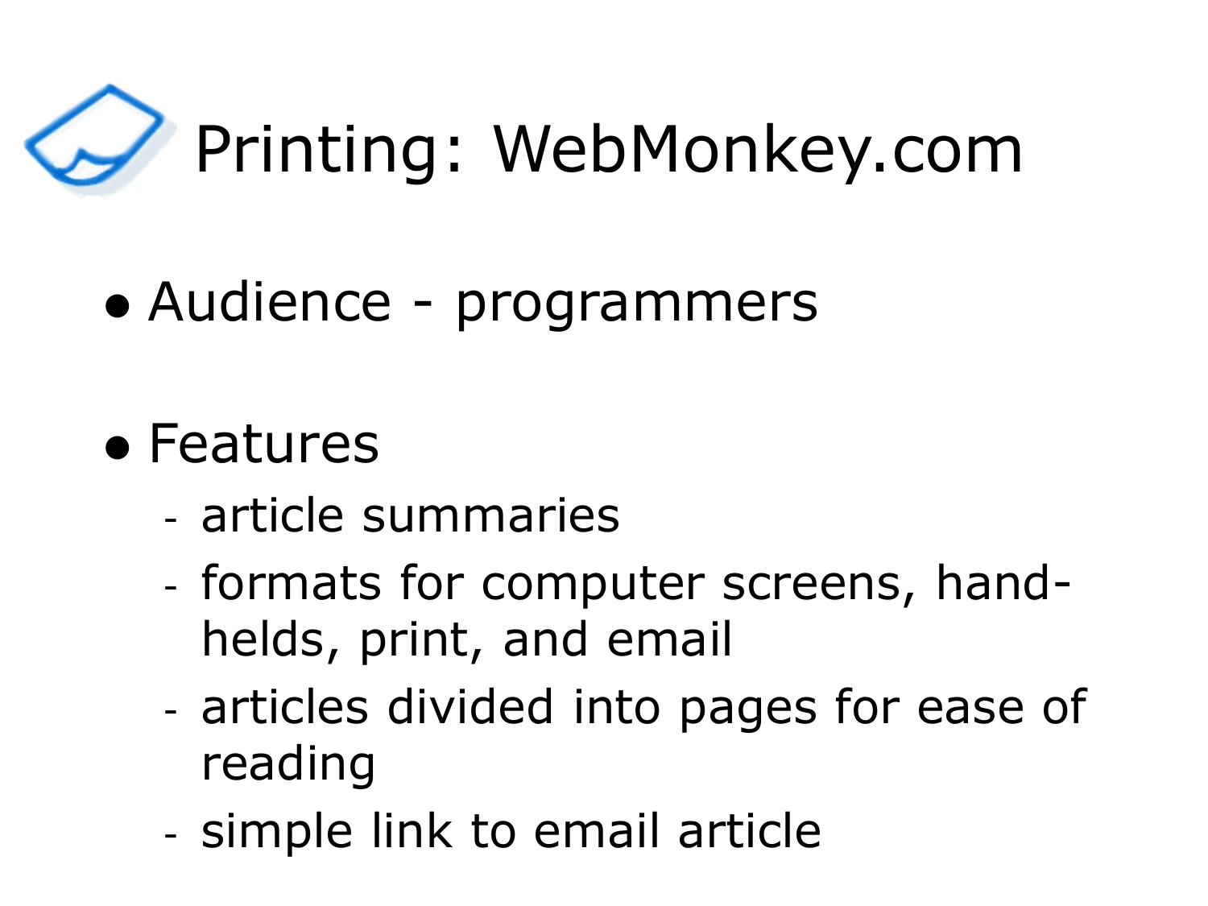# Printing: WebMonkey.com

- Audience - programmers
- Features
  - article summaries
  - formats for computer screens, hand-helds, print, and email
  - articles divided into pages for ease of reading
  - simple link to email article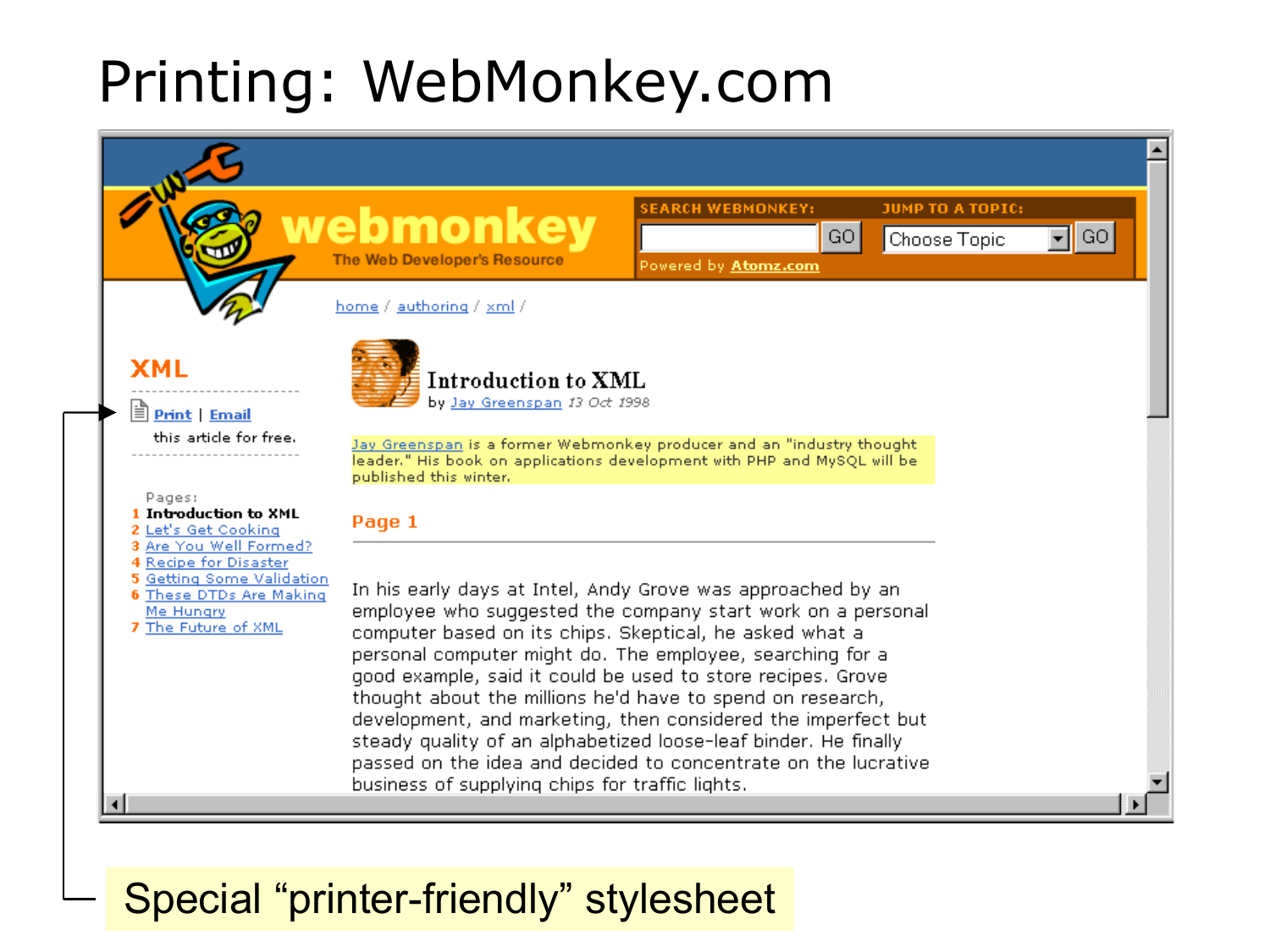# Printing: WebMonkey.com

webmonkey
The Web Developer's Resource

SEARCH WEBMONKEY: GO
JUMP TO A TOPIC: Choose Topic GO
Powered by Atomz.com

home / authoring / xml /

**XML**

Print | Email
this article for free.

Pages:
1 **Introduction to XML**
2 Let's Get Cooking
3 Are You Well Formed?
4 Recipe for Disaster
5 Getting Some Validation
6 These DTDs Are Making Me Hungry
7 The Future of XML

**Introduction to XML**
by Jay Greenspan *13 Oct 1998*

Jay Greenspan is a former Webmonkey producer and an "industry thought leader." His book on applications development with PHP and MySQL will be published this winter.

**Page 1**

In his early days at Intel, Andy Grove was approached by an employee who suggested the company start work on a personal computer based on its chips. Skeptical, he asked what a personal computer might do. The employee, searching for a good example, said it could be used to store recipes. Grove thought about the millions he'd have to spend on research, development, and marketing, then considered the imperfect but steady quality of an alphabetized loose-leaf binder. He finally passed on the idea and decided to concentrate on the lucrative business of supplying chips for traffic lights.

Special "printer-friendly" stylesheet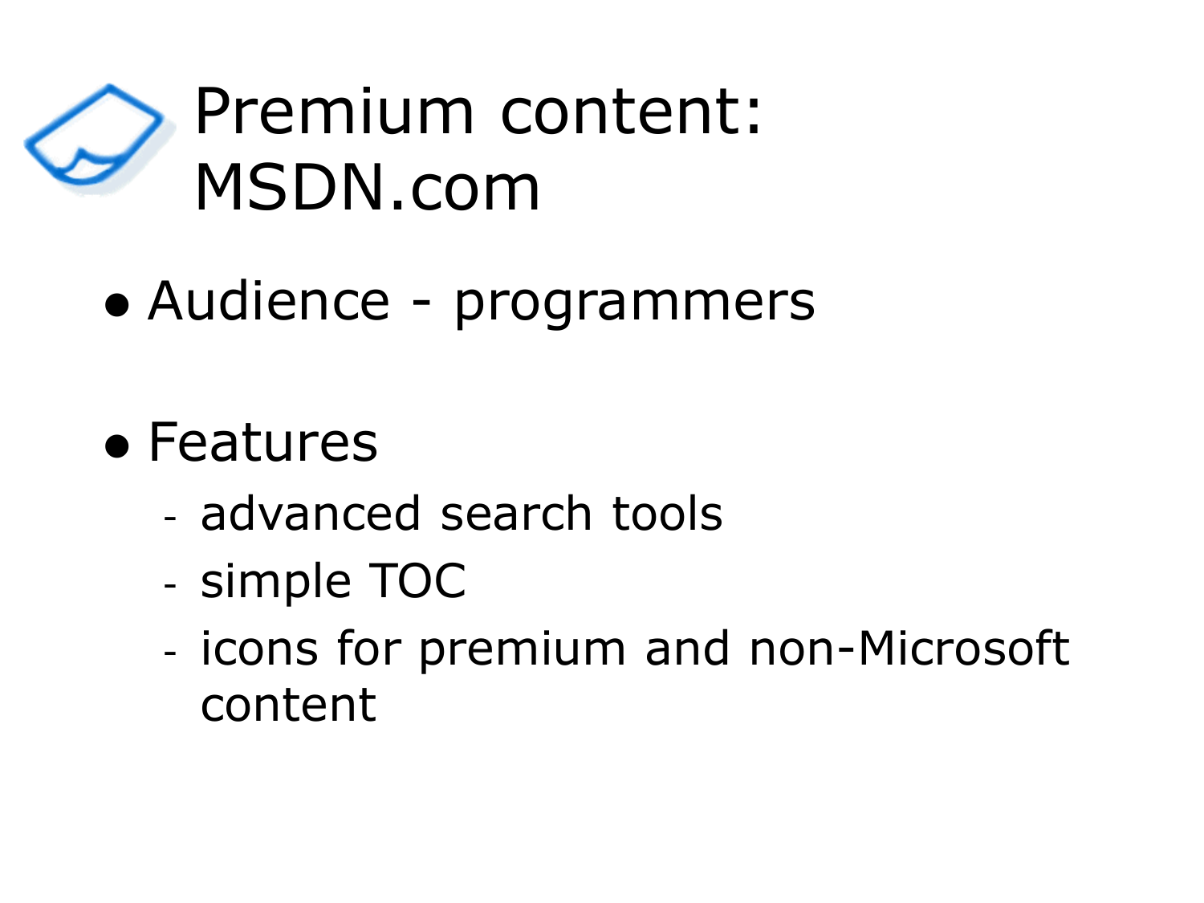# Premium content: MSDN.com

- Audience - programmers

- Features
  - advanced search tools
  - simple TOC
  - icons for premium and non-Microsoft content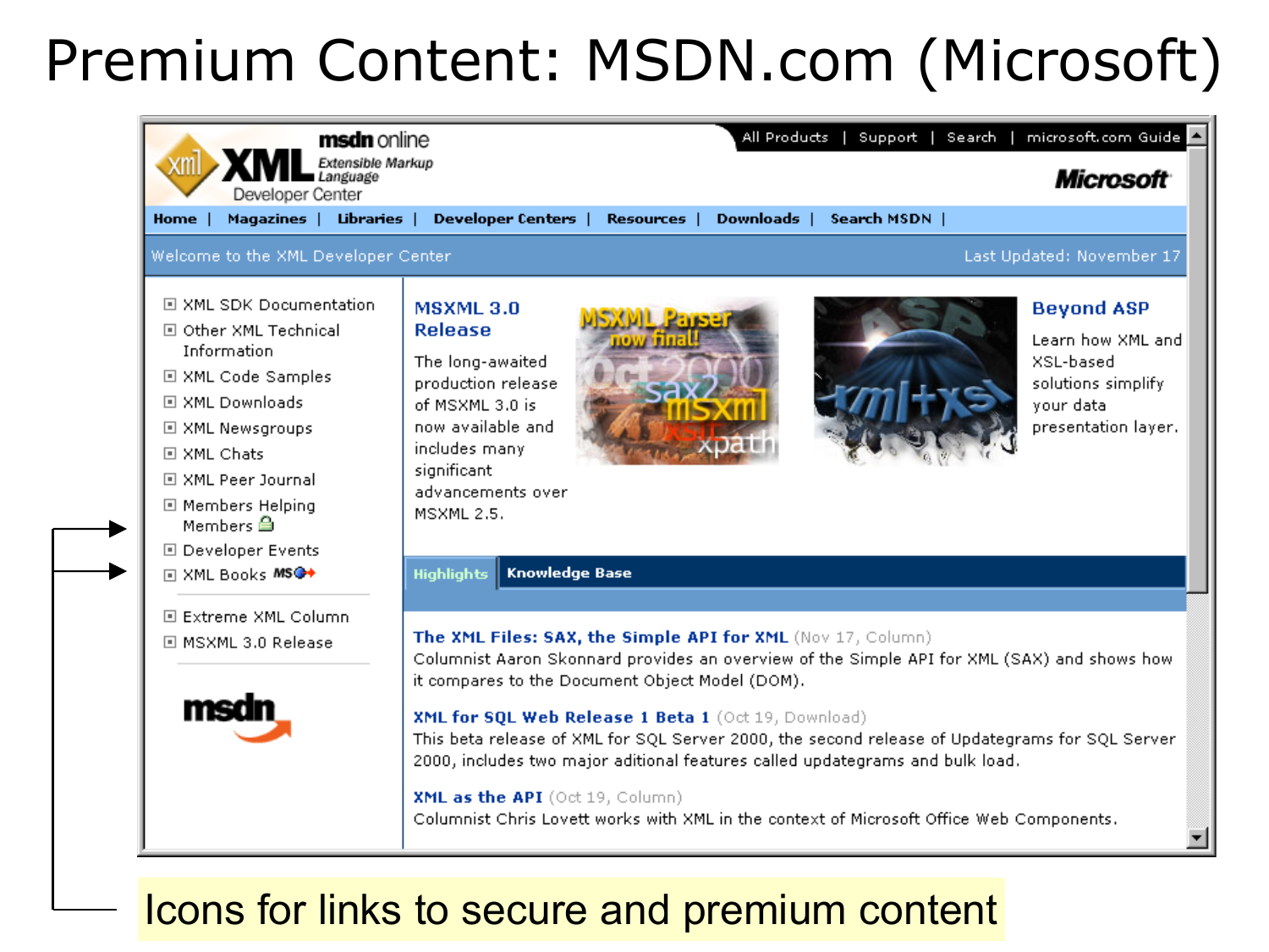# Premium Content: MSDN.com (Microsoft)

msdn online
XML Extensible Markup Language Developer Center

All Products | Support | Search | microsoft.com Guide

Microsoft

Home | Magazines | Libraries | Developer Centers | Resources | Downloads | Search MSDN |

Welcome to the XML Developer Center — Last Updated: November 17

- XML SDK Documentation
- Other XML Technical Information
- XML Code Samples
- XML Downloads
- XML Newsgroups
- XML Chats
- XML Peer Journal
- Members Helping Members
- Developer Events
- XML Books
- Extreme XML Column
- MSXML 3.0 Release

msdn

**MSXML 3.0 Release**

The long-awaited production release of MSXML 3.0 is now available and includes many significant advancements over MSXML 2.5.

**Beyond ASP**

Learn how XML and XSL-based solutions simplify your data presentation layer.

Highlights | Knowledge Base

**The XML Files: SAX, the Simple API for XML** (Nov 17, Column)
Columnist Aaron Skonnard provides an overview of the Simple API for XML (SAX) and shows how it compares to the Document Object Model (DOM).

**XML for SQL Web Release 1 Beta 1** (Oct 19, Download)
This beta release of XML for SQL Server 2000, the second release of Updategrams for SQL Server 2000, includes two major aditional features called updategrams and bulk load.

**XML as the API** (Oct 19, Column)
Columnist Chris Lovett works with XML in the context of Microsoft Office Web Components.

Icons for links to secure and premium content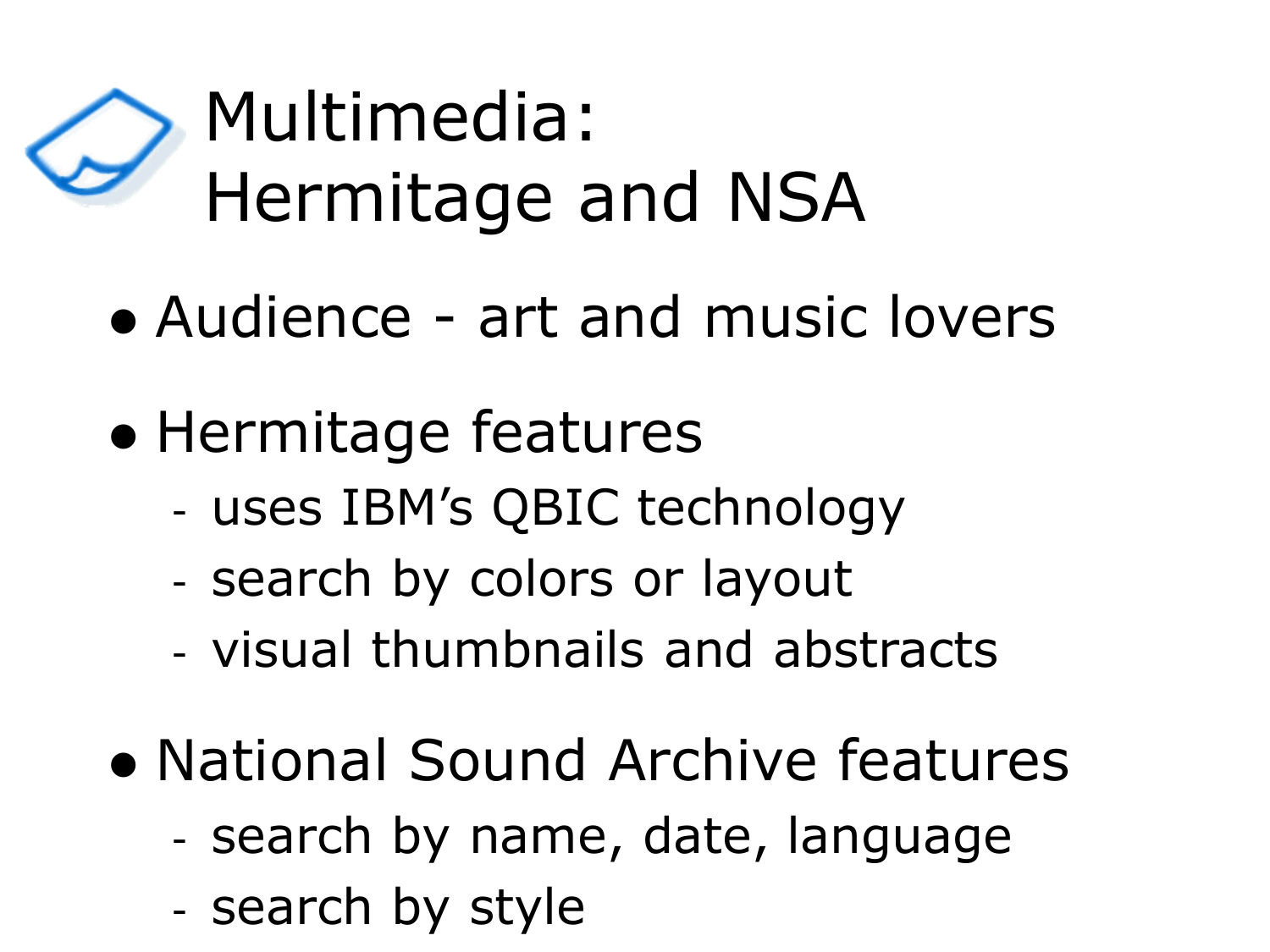# Multimedia: Hermitage and NSA

- Audience - art and music lovers
- Hermitage features
  - uses IBM's QBIC technology
  - search by colors or layout
  - visual thumbnails and abstracts
- National Sound Archive features
  - search by name, date, language
  - search by style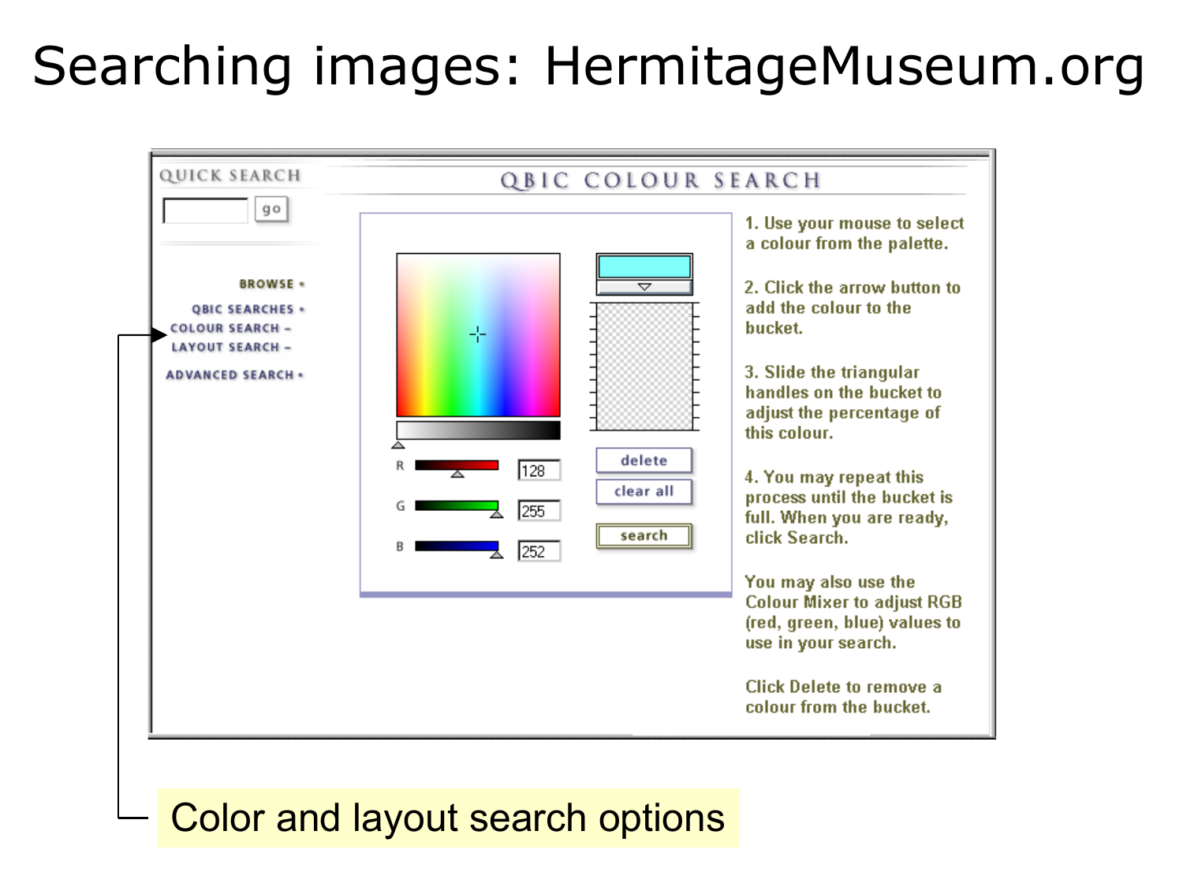# Searching images: HermitageMuseum.org

QUICK SEARCH

go

BROWSE •

QBIC SEARCHES •

COLOUR SEARCH –

LAYOUT SEARCH –

ADVANCED SEARCH •

QBIC COLOUR SEARCH

R 128

G 255

B 252

delete

clear all

search

1. Use your mouse to select a colour from the palette.

2. Click the arrow button to add the colour to the bucket.

3. Slide the triangular handles on the bucket to adjust the percentage of this colour.

4. You may repeat this process until the bucket is full. When you are ready, click Search.

You may also use the Colour Mixer to adjust RGB (red, green, blue) values to use in your search.

Click Delete to remove a colour from the bucket.

Color and layout search options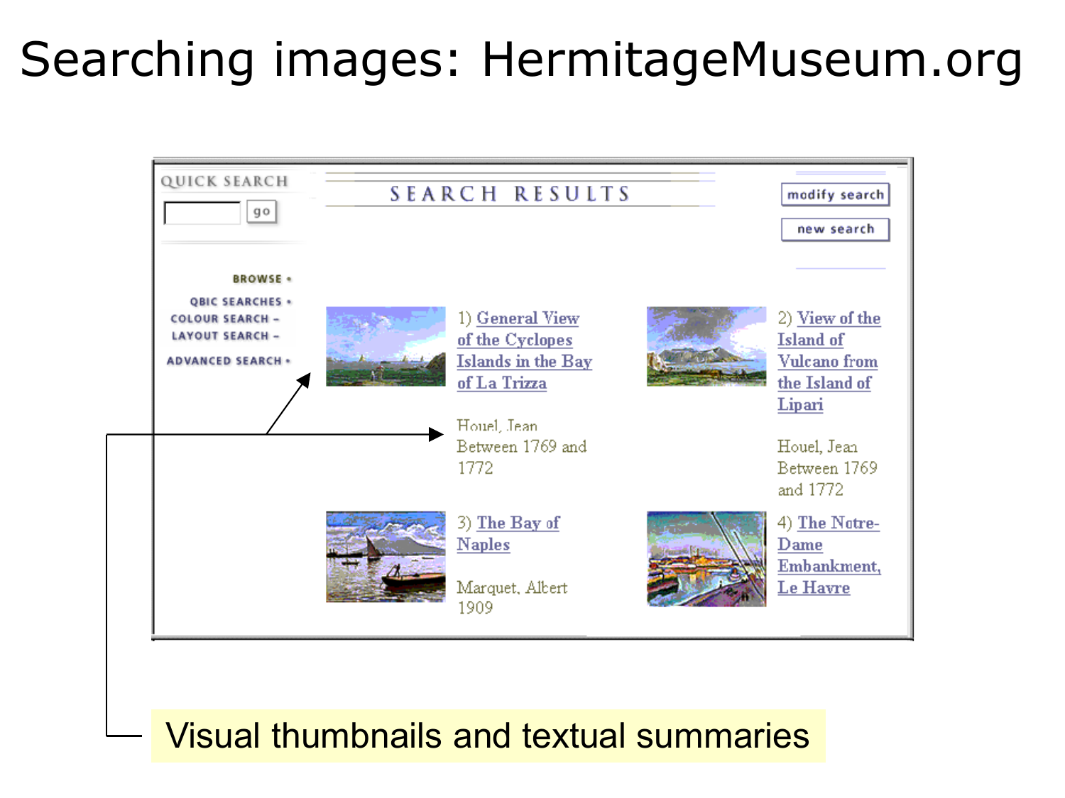# Searching images: HermitageMuseum.org

QUICK SEARCH

go

SEARCH RESULTS

modify search

new search

BROWSE

QBIC SEARCHES

COLOUR SEARCH

LAYOUT SEARCH

ADVANCED SEARCH

1) General View of the Cyclopes Islands in the Bay of La Trizza

Houel, Jean
Between 1769 and 1772

2) View of the Island of Vulcano from the Island of Lipari

Houel, Jean
Between 1769 and 1772

3) The Bay of Naples

Marquet, Albert
1909

4) The Notre-Dame Embankment, Le Havre

Visual thumbnails and textual summaries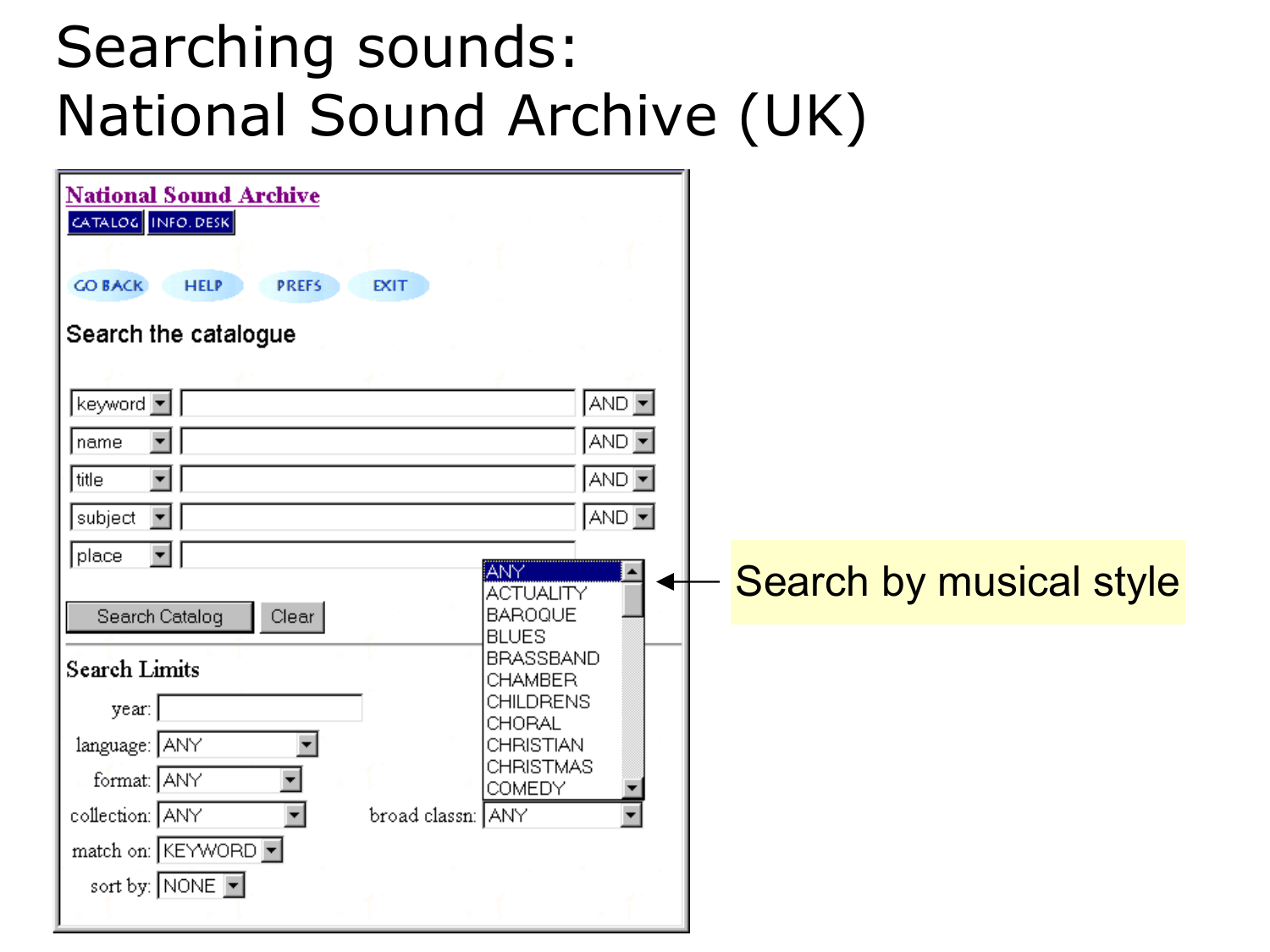# Searching sounds: National Sound Archive (UK)

**National Sound Archive**

CATALOG | INFO. DESK

GO BACK | HELP | PREFS | EXIT

Search the catalogue

| | | |
|---|---|---|
| keyword | | AND |
| name | | AND |
| title | | AND |
| subject | | AND |
| place | | |

Search Catalog | Clear

Search Limits

- year:
- language: ANY
- format: ANY
- collection: ANY
- broad classn: ANY
- match on: KEYWORD
- sort by: NONE

ANY
ACTUALITY
BAROQUE
BLUES
BRASSBAND
CHAMBER
CHILDRENS
CHORAL
CHRISTIAN
CHRISTMAS
COMEDY

Search by musical style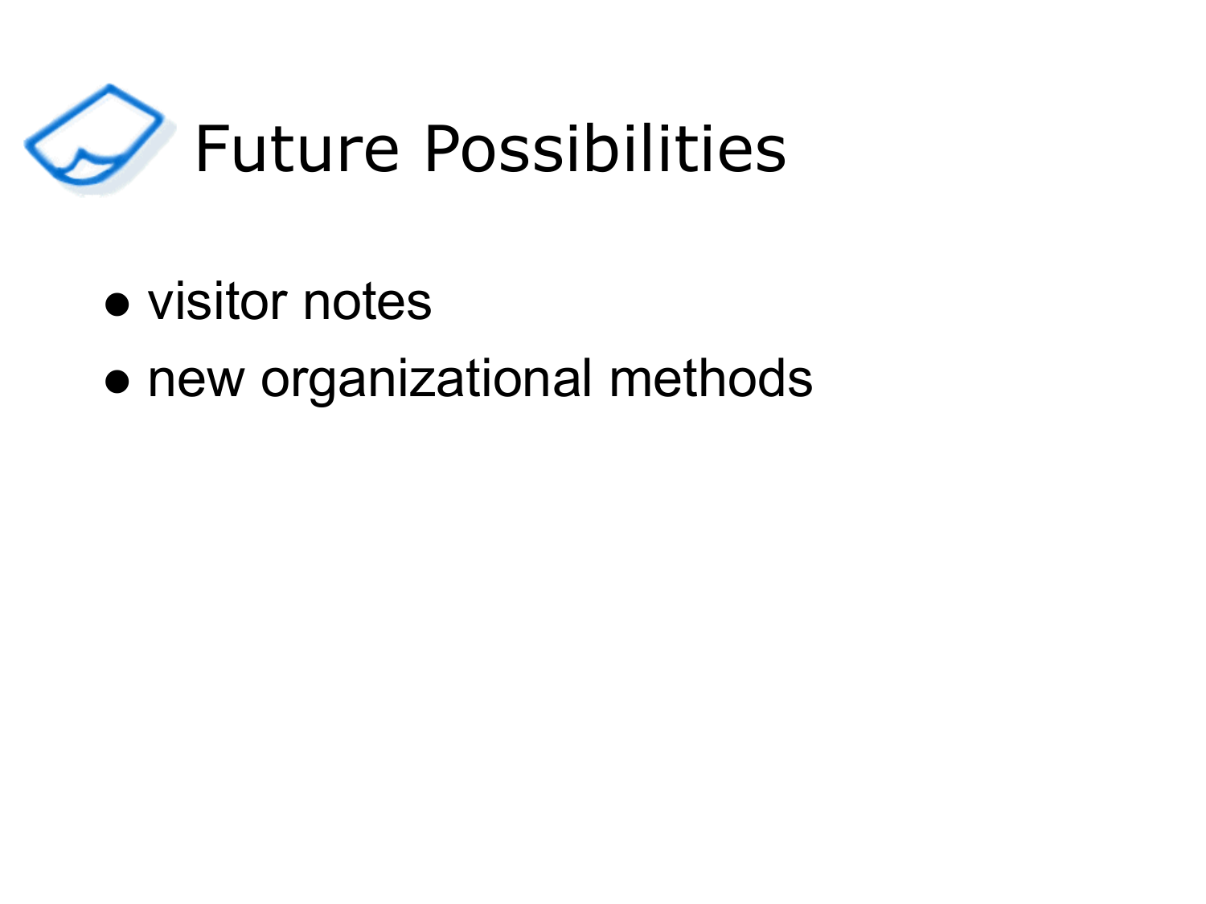# Future Possibilities

- visitor notes
- new organizational methods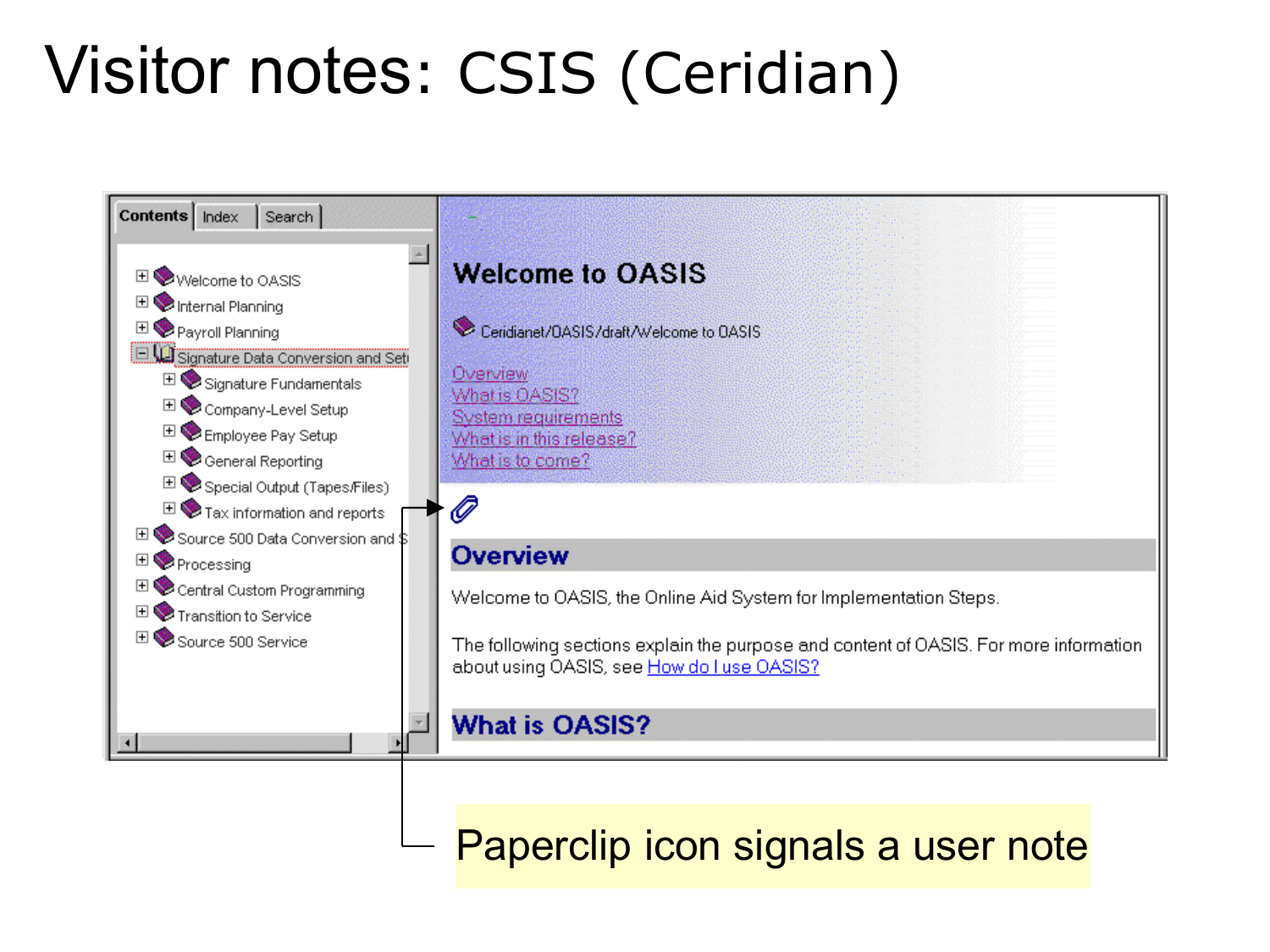# Visitor notes: CSIS (Ceridian)

Contents | Index | Search

- Welcome to OASIS
- Internal Planning
- Payroll Planning
- Signature Data Conversion and Set
  - Signature Fundamentals
  - Company-Level Setup
  - Employee Pay Setup
  - General Reporting
  - Special Output (Tapes/Files)
  - Tax information and reports
- Source 500 Data Conversion and S
- Processing
- Central Custom Programming
- Transition to Service
- Source 500 Service

## Welcome to OASIS

Ceridianet/OASIS/draft/Welcome to OASIS

Overview
What is OASIS?
System requirements
What is in this release?
What is to come?

### Overview

Welcome to OASIS, the Online Aid System for Implementation Steps.

The following sections explain the purpose and content of OASIS. For more information about using OASIS, see How do I use OASIS?

### What is OASIS?

Paperclip icon signals a user note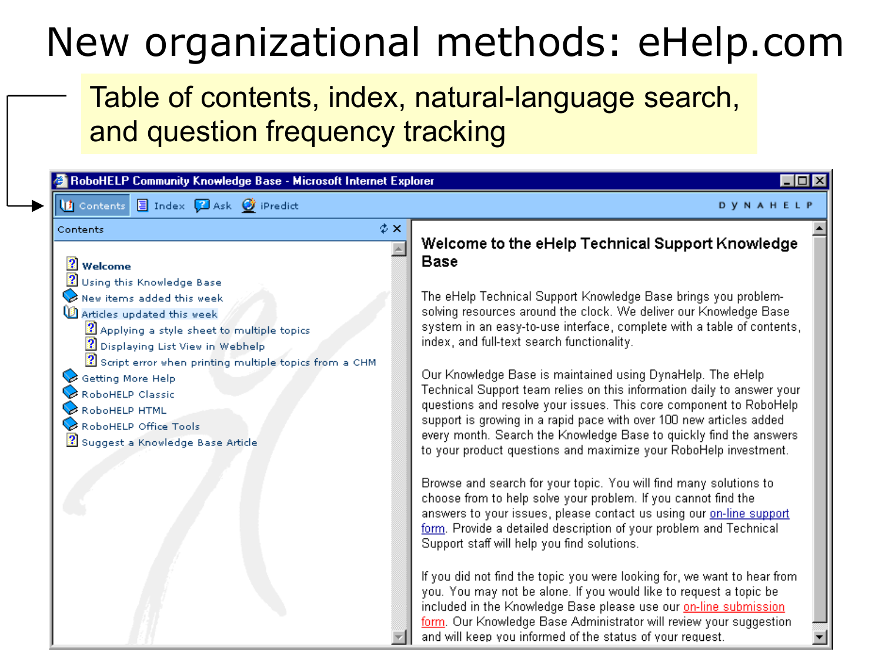# New organizational methods: eHelp.com

Table of contents, index, natural-language search, and question frequency tracking

RoboHELP Community Knowledge Base - Microsoft Internet Explorer

Contents | Index | Ask | iPredict — DYNAHELP

**Contents**

- **Welcome**
- Using this Knowledge Base
- New items added this week
- Articles updated this week
  - Applying a style sheet to multiple topics
  - Displaying List View in Webhelp
  - Script error when printing multiple topics from a CHM
- Getting More Help
- RoboHELP Classic
- RoboHELP HTML
- RoboHELP Office Tools
- Suggest a Knowledge Base Article

## Welcome to the eHelp Technical Support Knowledge Base

The eHelp Technical Support Knowledge Base brings you problem-solving resources around the clock. We deliver our Knowledge Base system in an easy-to-use interface, complete with a table of contents, index, and full-text search functionality.

Our Knowledge Base is maintained using DynaHelp. The eHelp Technical Support team relies on this information daily to answer your questions and resolve your issues. This core component to RoboHelp support is growing in a rapid pace with over 100 new articles added every month. Search the Knowledge Base to quickly find the answers to your product questions and maximize your RoboHelp investment.

Browse and search for your topic. You will find many solutions to choose from to help solve your problem. If you cannot find the answers to your issues, please contact us using our on-line support form. Provide a detailed description of your problem and Technical Support staff will help you find solutions.

If you did not find the topic you were looking for, we want to hear from you. You may not be alone. If you would like to request a topic be included in the Knowledge Base please use our on-line submission form. Our Knowledge Base Administrator will review your suggestion and will keep you informed of the status of your request.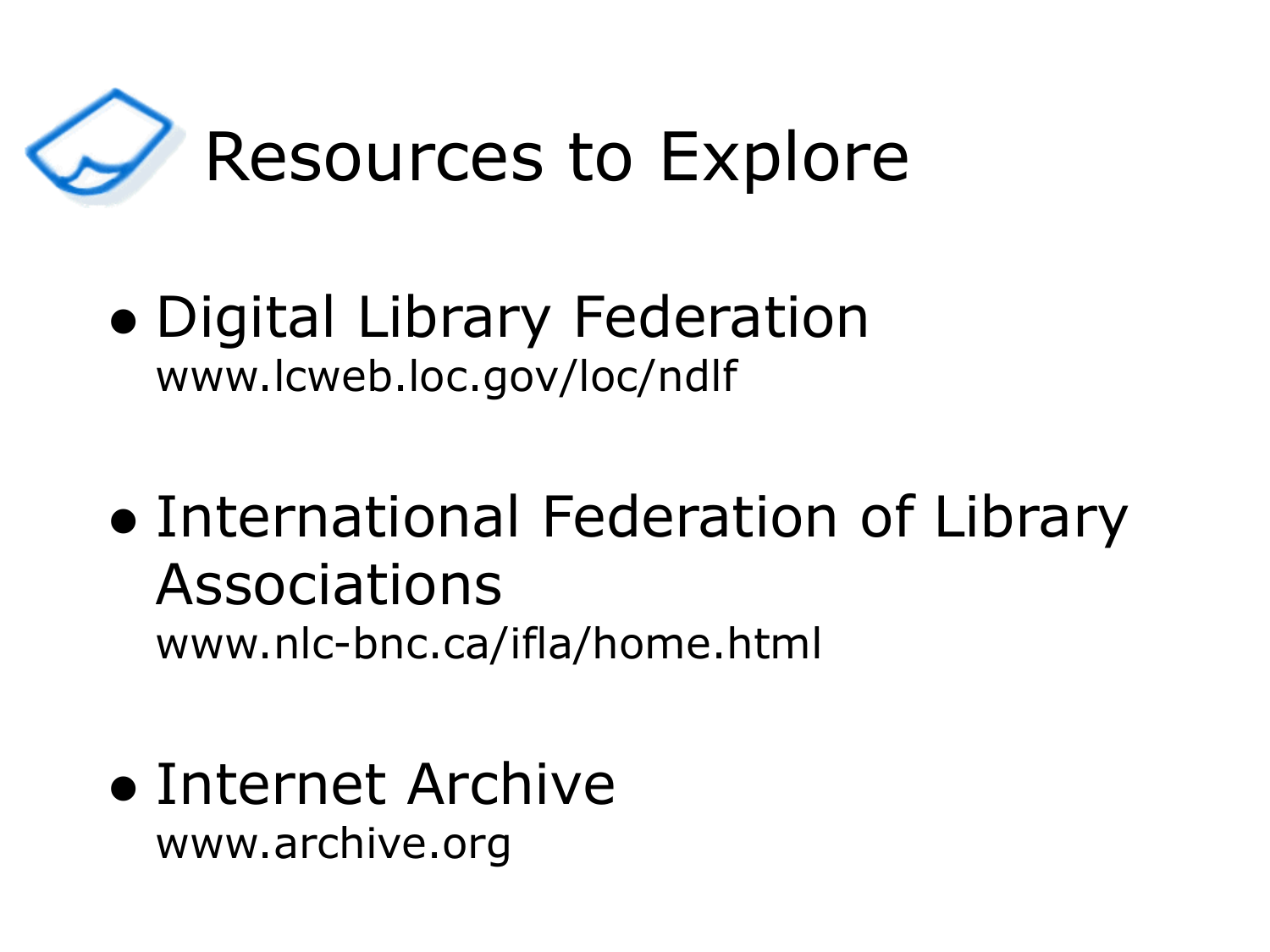# Resources to Explore

- Digital Library Federation
  www.lcweb.loc.gov/loc/ndlf

- International Federation of Library Associations
  www.nlc-bnc.ca/ifla/home.html

- Internet Archive
  www.archive.org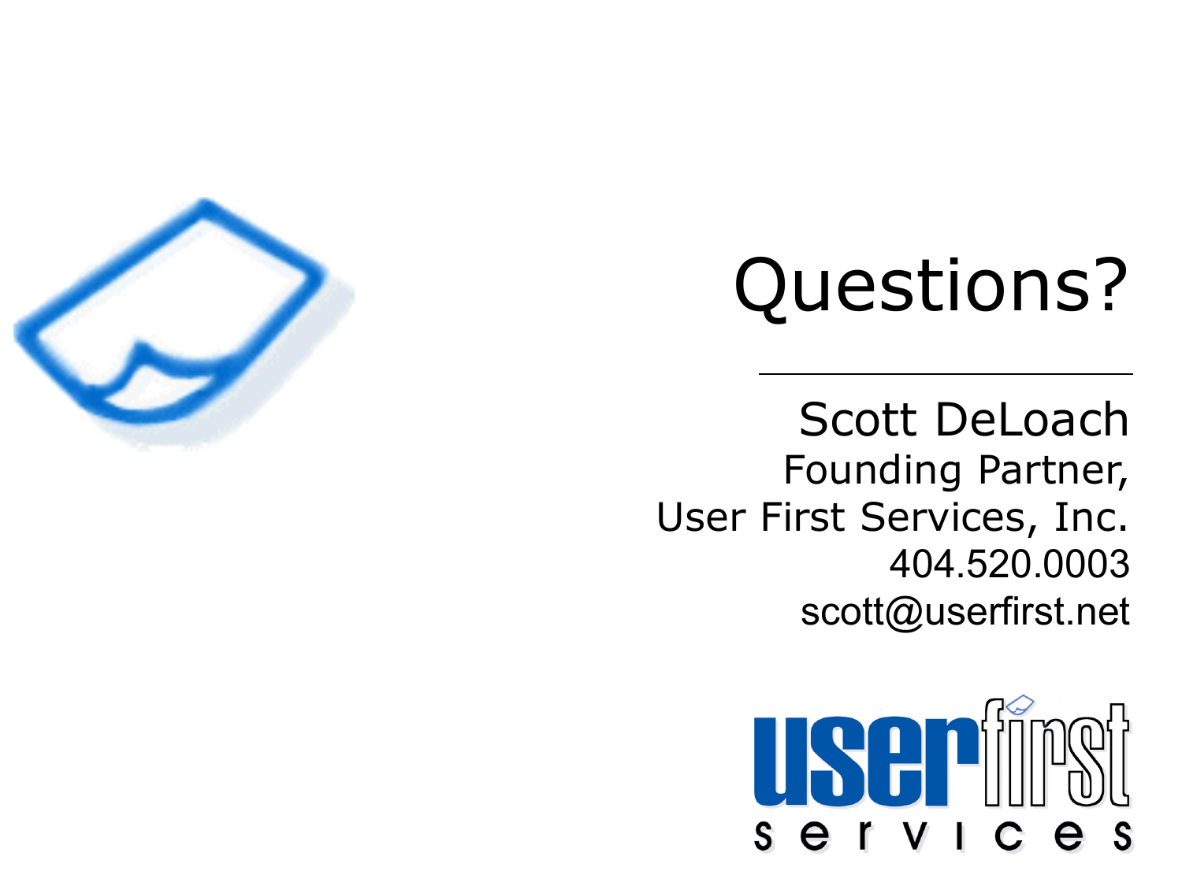# Questions?

---

Scott DeLoach
Founding Partner,
User First Services, Inc.
404.520.0003
scott@userfirst.net

userfirst services